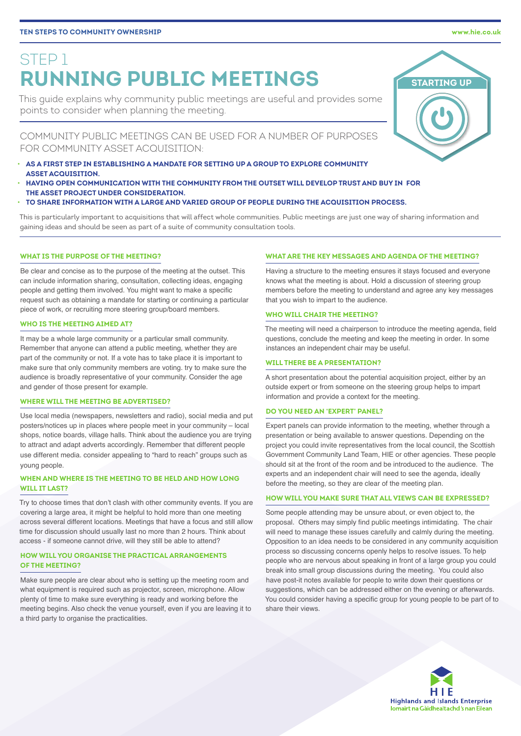# STEP 1
# RUNNING PUBLIC MEETINGS

STARTING UP

This guide explains why community public meetings are useful and provides some points to consider when planning the meeting.

## COMMUNITY PUBLIC MEETINGS CAN BE USED FOR A NUMBER OF PURPOSES FOR COMMUNITY ASSET ACQUISITION:

- **AS A FIRST STEP IN ESTABLISHING A MANDATE FOR SETTING UP A GROUP TO EXPLORE COMMUNITY ASSET ACQUISITION.**
- **HAVING OPEN COMMUNICATION WITH THE COMMUNITY FROM THE OUTSET WILL DEVELOP TRUST AND BUY IN FOR THE ASSET PROJECT UNDER CONSIDERATION.**
- **TO SHARE INFORMATION WITH A LARGE AND VARIED GROUP OF PEOPLE DURING THE ACQUISITION PROCESS.**

This is particularly important to acquisitions that will affect whole communities. Public meetings are just one way of sharing information and gaining ideas and should be seen as part of a suite of community consultation tools.

### WHAT IS THE PURPOSE OF THE MEETING?

Be clear and concise as to the purpose of the meeting at the outset. This can include information sharing, consultation, collecting ideas, engaging people and getting them involved. You might want to make a specific request such as obtaining a mandate for starting or continuing a particular piece of work, or recruiting more steering group/board members.

### WHO IS THE MEETING AIMED AT?

It may be a whole large community or a particular small community. Remember that anyone can attend a public meeting, whether they are part of the community or not. If a vote has to take place it is important to make sure that only community members are voting. try to make sure the audience is broadly representative of your community. Consider the age and gender of those present for example.

### WHERE WILL THE MEETING BE ADVERTISED?

Use local media (newspapers, newsletters and radio), social media and put posters/notices up in places where people meet in your community – local shops, notice boards, village halls. Think about the audience you are trying to attract and adapt adverts accordingly. Remember that different people use different media. consider appealing to "hard to reach" groups such as young people.

### WHEN AND WHERE IS THE MEETING TO BE HELD AND HOW LONG WILL IT LAST?

Try to choose times that don't clash with other community events. If you are covering a large area, it might be helpful to hold more than one meeting across several different locations. Meetings that have a focus and still allow time for discussion should usually last no more than 2 hours. Think about access - if someone cannot drive, will they still be able to attend?

### HOW WILL YOU ORGANISE THE PRACTICAL ARRANGEMENTS OF THE MEETING?

Make sure people are clear about who is setting up the meeting room and what equipment is required such as projector, screen, microphone. Allow plenty of time to make sure everything is ready and working before the meeting begins. Also check the venue yourself, even if you are leaving it to a third party to organise the practicalities.

### WHAT ARE THE KEY MESSAGES AND AGENDA OF THE MEETING?

Having a structure to the meeting ensures it stays focused and everyone knows what the meeting is about. Hold a discussion of steering group members before the meeting to understand and agree any key messages that you wish to impart to the audience.

### WHO WILL CHAIR THE MEETING?

The meeting will need a chairperson to introduce the meeting agenda, field questions, conclude the meeting and keep the meeting in order. In some instances an independent chair may be useful.

### WILL THERE BE A PRESENTATION?

A short presentation about the potential acquisition project, either by an outside expert or from someone on the steering group helps to impart information and provide a context for the meeting.

### DO YOU NEED AN 'EXPERT' PANEL?

Expert panels can provide information to the meeting, whether through a presentation or being available to answer questions. Depending on the project you could invite representatives from the local council, the Scottish Government Community Land Team, HIE or other agencies. These people should sit at the front of the room and be introduced to the audience. The experts and an independent chair will need to see the agenda, ideally before the meeting, so they are clear of the meeting plan.

### HOW WILL YOU MAKE SURE THAT ALL VIEWS CAN BE EXPRESSED?

Some people attending may be unsure about, or even object to, the proposal. Others may simply find public meetings intimidating. The chair will need to manage these issues carefully and calmly during the meeting. Opposition to an idea needs to be considered in any community acquisition process so discussing concerns openly helps to resolve issues. To help people who are nervous about speaking in front of a large group you could break into small group discussions during the meeting. You could also have post-it notes available for people to write down their questions or suggestions, which can be addressed either on the evening or afterwards. You could consider having a specific group for young people to be part of to share their views.

HIE
Highlands and Islands Enterprise
Iomairt na Gàidhealtachd 's nan Eilean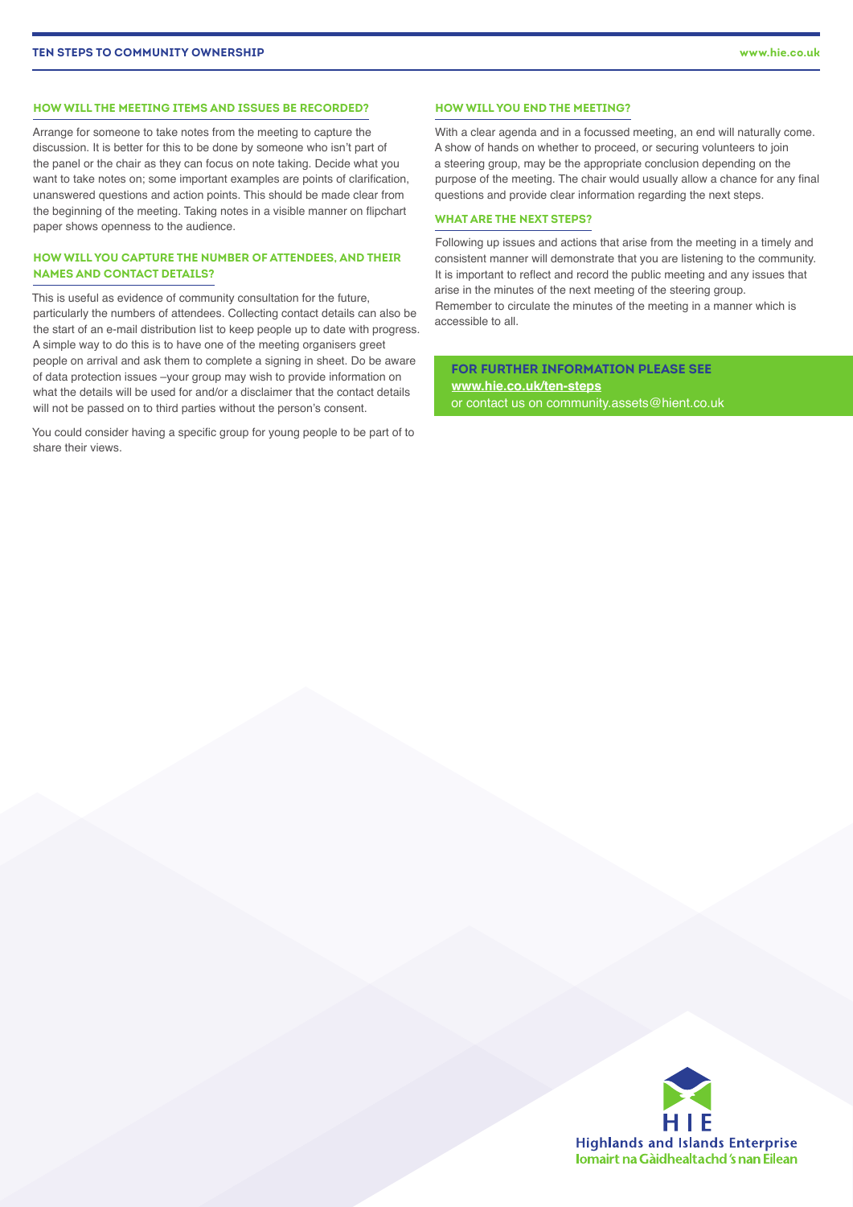## HOW WILL THE MEETING ITEMS AND ISSUES BE RECORDED?

Arrange for someone to take notes from the meeting to capture the discussion. It is better for this to be done by someone who isn't part of the panel or the chair as they can focus on note taking. Decide what you want to take notes on; some important examples are points of clarification, unanswered questions and action points. This should be made clear from the beginning of the meeting. Taking notes in a visible manner on flipchart paper shows openness to the audience.

## HOW WILL YOU CAPTURE THE NUMBER OF ATTENDEES, AND THEIR NAMES AND CONTACT DETAILS?

This is useful as evidence of community consultation for the future, particularly the numbers of attendees. Collecting contact details can also be the start of an e-mail distribution list to keep people up to date with progress. A simple way to do this is to have one of the meeting organisers greet people on arrival and ask them to complete a signing in sheet. Do be aware of data protection issues –your group may wish to provide information on what the details will be used for and/or a disclaimer that the contact details will not be passed on to third parties without the person's consent.

You could consider having a specific group for young people to be part of to share their views.

## HOW WILL YOU END THE MEETING?

With a clear agenda and in a focussed meeting, an end will naturally come. A show of hands on whether to proceed, or securing volunteers to join a steering group, may be the appropriate conclusion depending on the purpose of the meeting. The chair would usually allow a chance for any final questions and provide clear information regarding the next steps.

## WHAT ARE THE NEXT STEPS?

Following up issues and actions that arise from the meeting in a timely and consistent manner will demonstrate that you are listening to the community. It is important to reflect and record the public meeting and any issues that arise in the minutes of the next meeting of the steering group. Remember to circulate the minutes of the meeting in a manner which is accessible to all.

**FOR FURTHER INFORMATION PLEASE SEE**
**www.hie.co.uk/ten-steps**
or contact us on community.assets@hient.co.uk

HIE
Highlands and Islands Enterprise
Iomairt na Gàidhealtachd 's nan Eilean